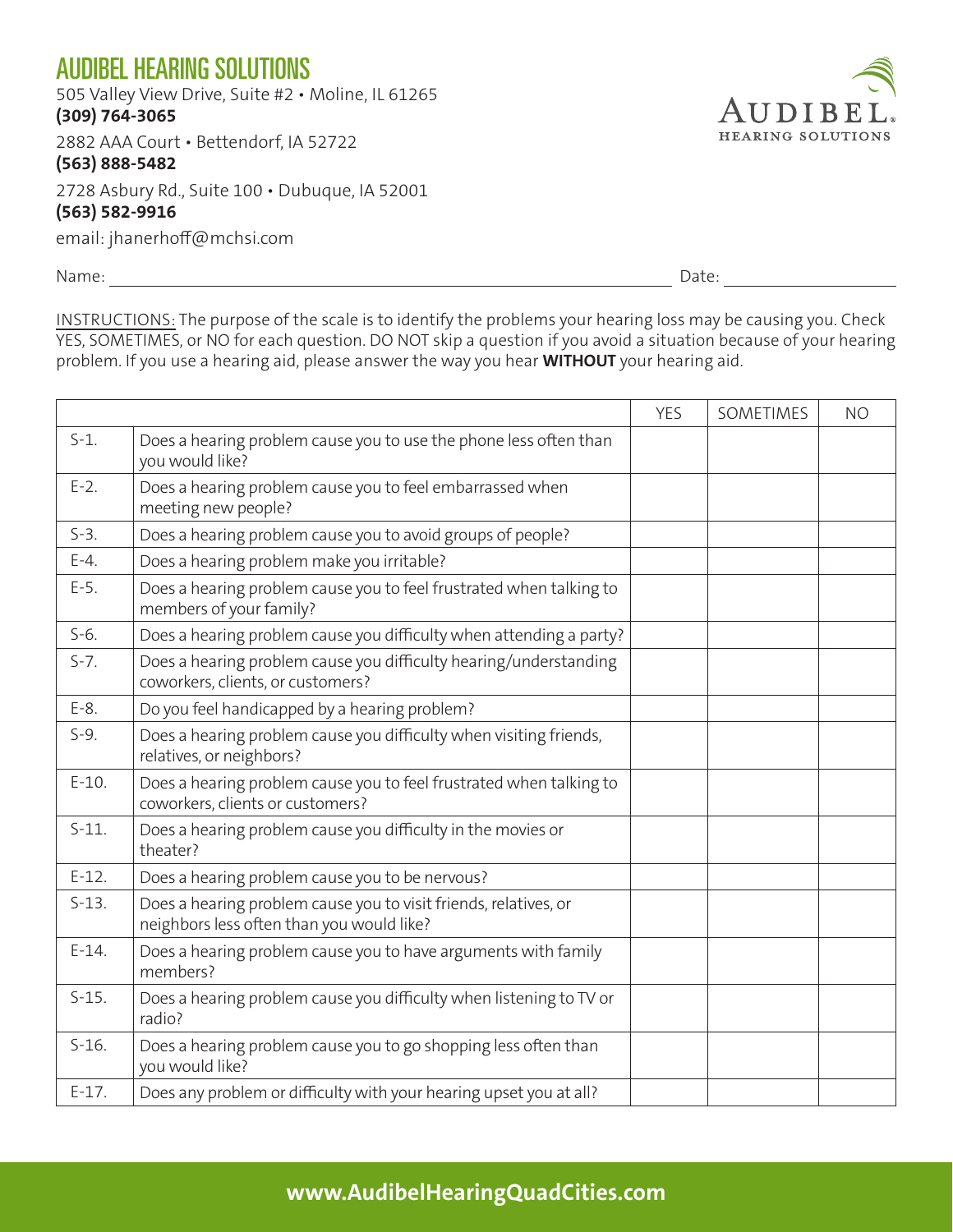# AUDIBEL HEARING SOLUTIONS

505 Valley View Drive, Suite #2 • Moline, IL 61265
**(309) 764-3065**

2882 AAA Court • Bettendorf, IA 52722
**(563) 888-5482**

2728 Asbury Rd., Suite 100 • Dubuque, IA 52001
**(563) 582-9916**

email: jhanerhoff@mchsi.com

AUDIBEL.
HEARING SOLUTIONS

Name: ______________________ Date: ____________

INSTRUCTIONS: The purpose of the scale is to identify the problems your hearing loss may be causing you. Check YES, SOMETIMES, or NO for each question. DO NOT skip a question if you avoid a situation because of your hearing problem. If you use a hearing aid, please answer the way you hear **WITHOUT** your hearing aid.

| | | YES | SOMETIMES | NO |
|---|---|---|---|---|
| S-1. | Does a hearing problem cause you to use the phone less often than you would like? | | | |
| E-2. | Does a hearing problem cause you to feel embarrassed when meeting new people? | | | |
| S-3. | Does a hearing problem cause you to avoid groups of people? | | | |
| E-4. | Does a hearing problem make you irritable? | | | |
| E-5. | Does a hearing problem cause you to feel frustrated when talking to members of your family? | | | |
| S-6. | Does a hearing problem cause you difficulty when attending a party? | | | |
| S-7. | Does a hearing problem cause you difficulty hearing/understanding coworkers, clients, or customers? | | | |
| E-8. | Do you feel handicapped by a hearing problem? | | | |
| S-9. | Does a hearing problem cause you difficulty when visiting friends, relatives, or neighbors? | | | |
| E-10. | Does a hearing problem cause you to feel frustrated when talking to coworkers, clients or customers? | | | |
| S-11. | Does a hearing problem cause you difficulty in the movies or theater? | | | |
| E-12. | Does a hearing problem cause you to be nervous? | | | |
| S-13. | Does a hearing problem cause you to visit friends, relatives, or neighbors less often than you would like? | | | |
| E-14. | Does a hearing problem cause you to have arguments with family members? | | | |
| S-15. | Does a hearing problem cause you difficulty when listening to TV or radio? | | | |
| S-16. | Does a hearing problem cause you to go shopping less often than you would like? | | | |
| E-17. | Does any problem or difficulty with your hearing upset you at all? | | | |

**www.AudibelHearingQuadCities.com**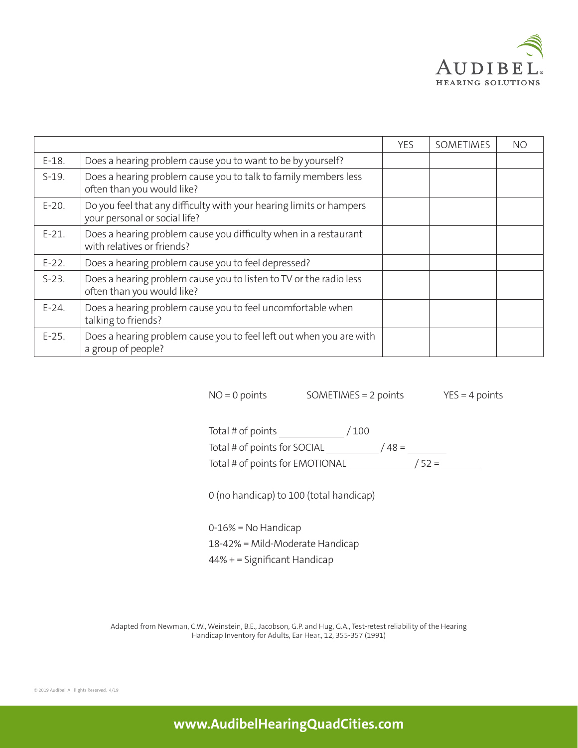| | | YES | SOMETIMES | NO |
|---|---|---|---|---|
| E-18. | Does a hearing problem cause you to want to be by yourself? | | | |
| S-19. | Does a hearing problem cause you to talk to family members less often than you would like? | | | |
| E-20. | Do you feel that any difficulty with your hearing limits or hampers your personal or social life? | | | |
| E-21. | Does a hearing problem cause you difficulty when in a restaurant with relatives or friends? | | | |
| E-22. | Does a hearing problem cause you to feel depressed? | | | |
| S-23. | Does a hearing problem cause you to listen to TV or the radio less often than you would like? | | | |
| E-24. | Does a hearing problem cause you to feel uncomfortable when talking to friends? | | | |
| E-25. | Does a hearing problem cause you to feel left out when you are with a group of people? | | | |

NO = 0 points SOMETIMES = 2 points YES = 4 points

Total # of points ____________ / 100

Total # of points for SOCIAL __________ / 48 = ________

Total # of points for EMOTIONAL ____________ / 52 = ________

0 (no handicap) to 100 (total handicap)

0-16% = No Handicap

18-42% = Mild-Moderate Handicap

44% + = Significant Handicap

Adapted from Newman, C.W., Weinstein, B.E., Jacobson, G.P. and Hug, G.A., Test-retest reliability of the Hearing Handicap Inventory for Adults, Ear Hear., 12, 355-357 (1991)

© 2019 Audibel. All Rights Reserved. 4/19

**www.AudibelHearingQuadCities.com**